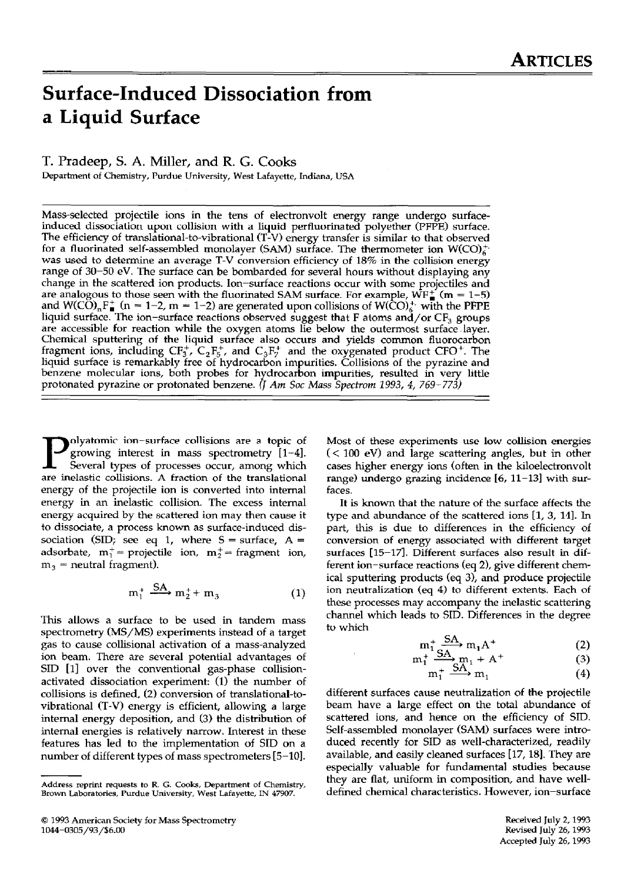# Surface-Induced Dissociation from a Liquid Surface

T. Pradeep, S. A. Miller, and R. G. Cooks

Department of Chemistry, Purdue University, West Lafayette, Indiana, USA

Mass-selected projectile ions in the tens of electronvolt energy range undergo surface-induced dissociation upon collision with a liquid perfluorinated polyether (PFPE) surface. The efficiency of translational-to-vibrational (T-V) energy transfer is similar to that observed for a fluorinated self-assembled monolayer (SAM) surface. The thermometer ion $W(CO)_6^{+\cdot}$ was used to determine an average T-V conversion efficiency of 18% in the collision energy range of 30–50 eV. The surface can be bombarded for several hours without displaying any change in the scattered ion products. Ion–surface reactions occur with some projectiles and are analogous to those seen with the fluorinated SAM surface. For example, $WF_m^+$ (m = 1–5) and $W(CO)_nF_m^+$ (n = 1–2, m = 1–2) are generated upon collisions of $W(CO)_6^{+\cdot}$ with the PFPE liquid surface. The ion–surface reactions observed suggest that F atoms and/or $CF_3$ groups are accessible for reaction while the oxygen atoms lie below the outermost surface layer. Chemical sputtering of the liquid surface also occurs and yields common fluorocarbon fragment ions, including $CF_3^+$, $C_2F_5^+$, and $C_3F_7^+$ and the oxygenated product $CFO^+$. The liquid surface is remarkably free of hydrocarbon impurities. Collisions of the pyrazine and benzene molecular ions, both probes for hydrocarbon impurities, resulted in very little protonated pyrazine or protonated benzene. *(J Am Soc Mass Spectrom 1993, 4, 769–773)*

Polyatomic ion–surface collisions are a topic of growing interest in mass spectrometry [1–4]. Several types of processes occur, among which are inelastic collisions. A fraction of the translational energy of the projectile ion is converted into internal energy in an inelastic collision. The excess internal energy acquired by the scattered ion may then cause it to dissociate, a process known as surface-induced dissociation (SID; see eq 1, where S = surface, A = adsorbate, $m_1^+$ = projectile ion, $m_2^+$ = fragment ion, $m_3$ = neutral fragment).

$$m_1^+ \xrightarrow{SA} m_2^+ + m_3 \quad (1)$$

This allows a surface to be used in tandem mass spectrometry (MS/MS) experiments instead of a target gas to cause collisional activation of a mass-analyzed ion beam. There are several potential advantages of SID [1] over the conventional gas-phase collision-activated dissociation experiment: (1) the number of collisions is defined, (2) conversion of translational-to-vibrational (T-V) energy is efficient, allowing a large internal energy deposition, and (3) the distribution of internal energies is relatively narrow. Interest in these features has led to the implementation of SID on a number of different types of mass spectrometers [5–10].

Most of these experiments use low collision energies (< 100 eV) and large scattering angles, but in other cases higher energy ions (often in the kiloelectronvolt range) undergo grazing incidence [6, 11–13] with surfaces.

It is known that the nature of the surface affects the type and abundance of the scattered ions [1, 3, 14]. In part, this is due to differences in the efficiency of conversion of energy associated with different target surfaces [15–17]. Different surfaces also result in different ion–surface reactions (eq 2), give different chemical sputtering products (eq 3), and produce projectile ion neutralization (eq 4) to different extents. Each of these processes may accompany the inelastic scattering channel which leads to SID. Differences in the degree to which

$$m_1^+ \xrightarrow{SA} m_1A^+ \quad (2)$$

$$m_1^+ \xrightarrow{SA} m_1 + A^+ \quad (3)$$

$$m_1^+ \xrightarrow{SA} m_1 \quad (4)$$

different surfaces cause neutralization of the projectile beam have a large effect on the total abundance of scattered ions, and hence on the efficiency of SID. Self-assembled monolayer (SAM) surfaces were introduced recently for SID as well-characterized, readily available, and easily cleaned surfaces [17, 18]. They are especially valuable for fundamental studies because they are flat, uniform in composition, and have well-defined chemical characteristics. However, ion–surface

Address reprint requests to R. G. Cooks, Department of Chemistry, Brown Laboratories, Purdue University, West Lafayette, IN 47907.

© 1993 American Society for Mass Spectrometry
1044-0305/93/$6.00

Received July 2, 1993
Revised July 26, 1993
Accepted July 26, 1993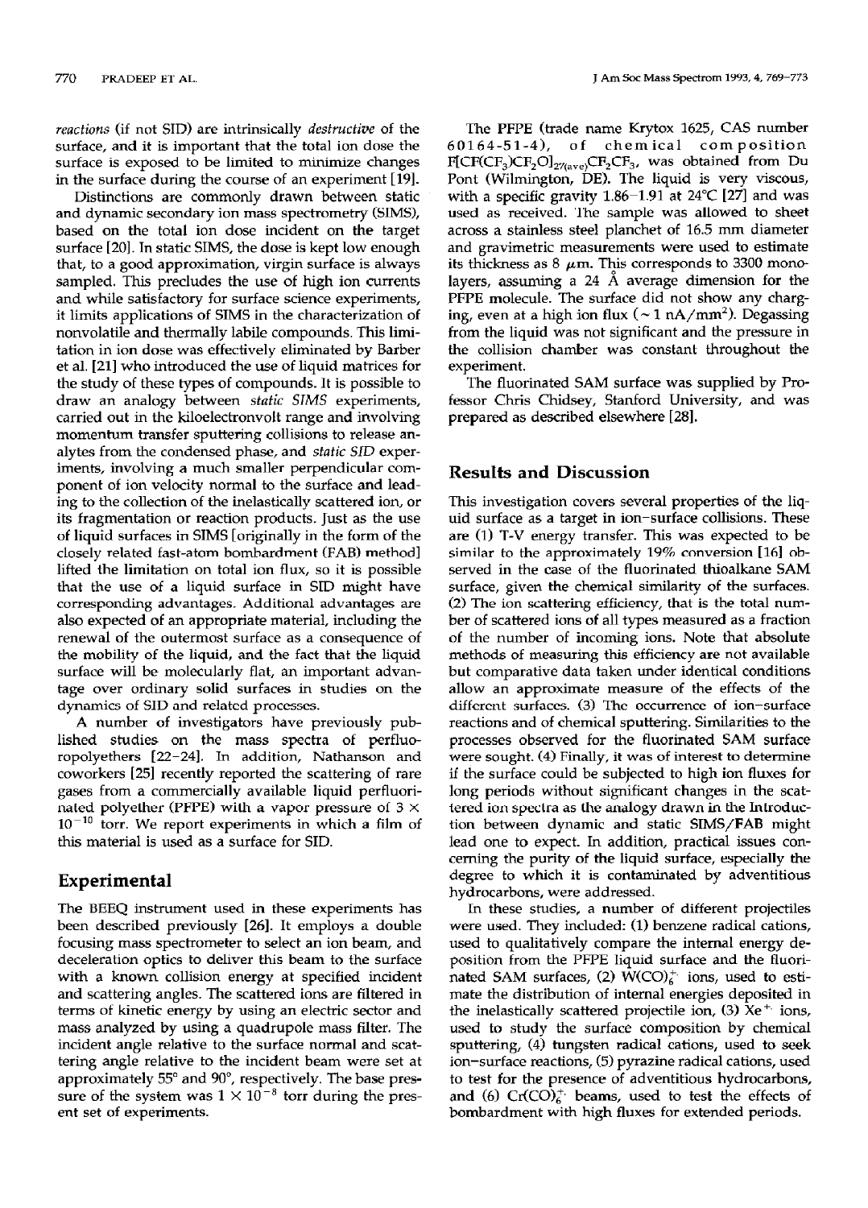*reactions* (if not SID) are intrinsically *destructive* of the surface, and it is important that the total ion dose the surface is exposed to be limited to minimize changes in the surface during the course of an experiment [19].

Distinctions are commonly drawn between static and dynamic secondary ion mass spectrometry (SIMS), based on the total ion dose incident on the target surface [20]. In static SIMS, the dose is kept low enough that, to a good approximation, virgin surface is always sampled. This precludes the use of high ion currents and while satisfactory for surface science experiments, it limits applications of SIMS in the characterization of nonvolatile and thermally labile compounds. This limitation in ion dose was effectively eliminated by Barber et al. [21] who introduced the use of liquid matrices for the study of these types of compounds. It is possible to draw an analogy between *static SIMS* experiments, carried out in the kiloelectronvolt range and involving momentum transfer sputtering collisions to release analytes from the condensed phase, and *static SID* experiments, involving a much smaller perpendicular component of ion velocity normal to the surface and leading to the collection of the inelastically scattered ion, or its fragmentation or reaction products. Just as the use of liquid surfaces in SIMS [originally in the form of the closely related fast-atom bombardment (FAB) method] lifted the limitation on total ion flux, so it is possible that the use of a liquid surface in SID might have corresponding advantages. Additional advantages are also expected of an appropriate material, including the renewal of the outermost surface as a consequence of the mobility of the liquid, and the fact that the liquid surface will be molecularly flat, an important advantage over ordinary solid surfaces in studies on the dynamics of SID and related processes.

A number of investigators have previously published studies on the mass spectra of perfluoropolyethers [22–24]. In addition, Nathanson and coworkers [25] recently reported the scattering of rare gases from a commercially available liquid perfluorinated polyether (PFPE) with a vapor pressure of $3 \times 10^{-10}$ torr. We report experiments in which a film of this material is used as a surface for SID.

## Experimental

The BEEQ instrument used in these experiments has been described previously [26]. It employs a double focusing mass spectrometer to select an ion beam, and deceleration optics to deliver this beam to the surface with a known collision energy at specified incident and scattering angles. The scattered ions are filtered in terms of kinetic energy by using an electric sector and mass analyzed by using a quadrupole mass filter. The incident angle relative to the surface normal and scattering angle relative to the incident beam were set at approximately 55° and 90°, respectively. The base pressure of the system was $1 \times 10^{-8}$ torr during the present set of experiments.

The PFPE (trade name Krytox 1625, CAS number 60164-51-4), of chemical composition $F[CF(CF_3)CF_2O]_{27(ave)}CF_2CF_3$, was obtained from Du Pont (Wilmington, DE). The liquid is very viscous, with a specific gravity 1.86–1.91 at 24°C [27] and was used as received. The sample was allowed to sheet across a stainless steel planchet of 16.5 mm diameter and gravimetric measurements were used to estimate its thickness as 8 $\mu$m. This corresponds to 3300 monolayers, assuming a 24 Å average dimension for the PFPE molecule. The surface did not show any charging, even at a high ion flux (~ 1 nA/mm$^2$). Degassing from the liquid was not significant and the pressure in the collision chamber was constant throughout the experiment.

The fluorinated SAM surface was supplied by Professor Chris Chidsey, Stanford University, and was prepared as described elsewhere [28].

## Results and Discussion

This investigation covers several properties of the liquid surface as a target in ion–surface collisions. These are (1) T-V energy transfer. This was expected to be similar to the approximately 19% conversion [16] observed in the case of the fluorinated thioalkane SAM surface, given the chemical similarity of the surfaces. (2) The ion scattering efficiency, that is the total number of scattered ions of all types measured as a fraction of the number of incoming ions. Note that absolute methods of measuring this efficiency are not available but comparative data taken under identical conditions allow an approximate measure of the effects of the different surfaces. (3) The occurrence of ion–surface reactions and of chemical sputtering. Similarities to the processes observed for the fluorinated SAM surface were sought. (4) Finally, it was of interest to determine if the surface could be subjected to high ion fluxes for long periods without significant changes in the scattered ion spectra as the analogy drawn in the Introduction between dynamic and static SIMS/FAB might lead one to expect. In addition, practical issues concerning the purity of the liquid surface, especially the degree to which it is contaminated by adventitious hydrocarbons, were addressed.

In these studies, a number of different projectiles were used. They included: (1) benzene radical cations, used to qualitatively compare the internal energy deposition from the PFPE liquid surface and the fluorinated SAM surfaces, (2) $W(CO)_6^{+\cdot}$ ions, used to estimate the distribution of internal energies deposited in the inelastically scattered projectile ion, (3) $Xe^{+\cdot}$ ions, used to study the surface composition by chemical sputtering, (4) tungsten radical cations, used to seek ion–surface reactions, (5) pyrazine radical cations, used to test for the presence of adventitious hydrocarbons, and (6) $Cr(CO)_6^{+\cdot}$ beams, used to test the effects of bombardment with high fluxes for extended periods.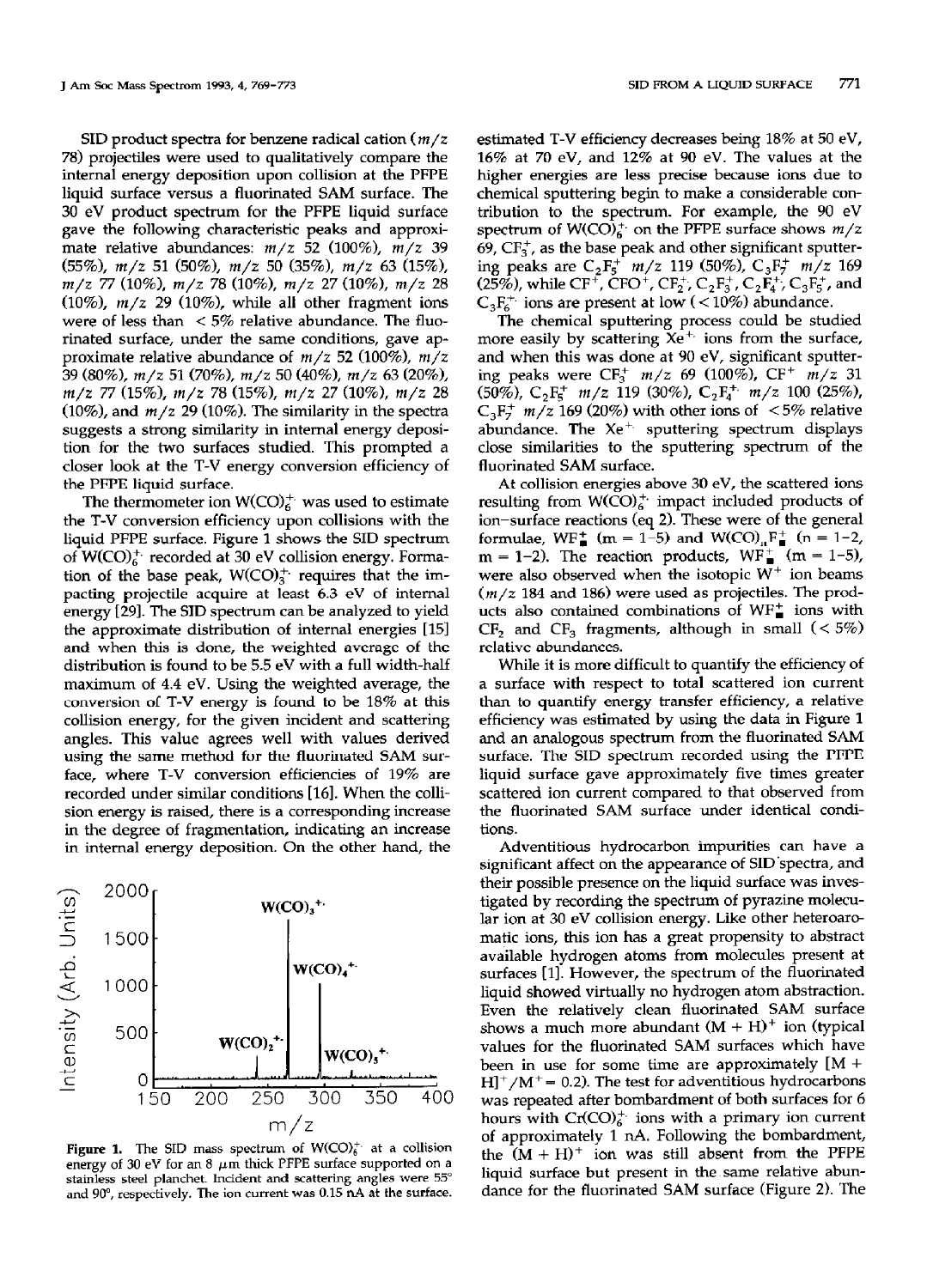SID product spectra for benzene radical cation ($m/z$ 78) projectiles were used to qualitatively compare the internal energy deposition upon collision at the PFPE liquid surface versus a fluorinated SAM surface. The 30 eV product spectrum for the PFPE liquid surface gave the following characteristic peaks and approximate relative abundances: $m/z$ 52 (100%), $m/z$ 39 (55%), $m/z$ 51 (50%), $m/z$ 50 (35%), $m/z$ 63 (15%), $m/z$ 77 (10%), $m/z$ 78 (10%), $m/z$ 27 (10%), $m/z$ 28 (10%), $m/z$ 29 (10%), while all other fragment ions were of less than < 5% relative abundance. The fluorinated surface, under the same conditions, gave approximate relative abundance of $m/z$ 52 (100%), $m/z$ 39 (80%), $m/z$ 51 (70%), $m/z$ 50 (40%), $m/z$ 63 (20%), $m/z$ 77 (15%), $m/z$ 78 (15%), $m/z$ 27 (10%), $m/z$ 28 (10%), and $m/z$ 29 (10%). The similarity in the spectra suggests a strong similarity in internal energy deposition for the two surfaces studied. This prompted a closer look at the T-V energy conversion efficiency of the PFPE liquid surface.

The thermometer ion $W(CO)_6^{+\cdot}$ was used to estimate the T-V conversion efficiency upon collisions with the liquid PFPE surface. Figure 1 shows the SID spectrum of $W(CO)_6^{+\cdot}$ recorded at 30 eV collision energy. Formation of the base peak, $W(CO)_3^{+\cdot}$ requires that the impacting projectile acquire at least 6.3 eV of internal energy [29]. The SID spectrum can be analyzed to yield the approximate distribution of internal energies [15] and when this is done, the weighted average of the distribution is found to be 5.5 eV with a full width-half maximum of 4.4 eV. Using the weighted average, the conversion of T-V energy is found to be 18% at this collision energy, for the given incident and scattering angles. This value agrees well with values derived using the same method for the fluorinated SAM surface, where T-V conversion efficiencies of 19% are recorded under similar conditions [16]. When the collision energy is raised, there is a corresponding increase in the degree of fragmentation, indicating an increase in internal energy deposition. On the other hand, the

**Figure 1.** The SID mass spectrum of $W(CO)_6^{+\cdot}$ at a collision energy of 30 eV for an 8 μm thick PFPE surface supported on a stainless steel planchet. Incident and scattering angles were 55° and 90°, respectively. The ion current was 0.15 nA at the surface.

estimated T-V efficiency decreases being 18% at 50 eV, 16% at 70 eV, and 12% at 90 eV. The values at the higher energies are less precise because ions due to chemical sputtering begin to make a considerable contribution to the spectrum. For example, the 90 eV spectrum of $W(CO)_6^{+\cdot}$ on the PFPE surface shows $m/z$ 69, $CF_3^+$, as the base peak and other significant sputtering peaks are $C_2F_5^+$ $m/z$ 119 (50%), $C_3F_7^+$ $m/z$ 169 (25%), while $CF^+$, $CFO^+$, $CF_2^{+\cdot}$, $C_2F_3^+$, $C_2F_4^{+\cdot}$, $C_3F_5^+$, and $C_3F_6^{+\cdot}$ ions are present at low (< 10%) abundance.

The chemical sputtering process could be studied more easily by scattering $Xe^{+\cdot}$ ions from the surface, and when this was done at 90 eV, significant sputtering peaks were $CF_3^+$ $m/z$ 69 (100%), $CF^+$ $m/z$ 31 (50%), $C_2F_5^+$ $m/z$ 119 (30%), $C_2F_4^{+\cdot}$ $m/z$ 100 (25%), $C_3F_7^+$ $m/z$ 169 (20%) with other ions of < 5% relative abundance. The $Xe^{+\cdot}$ sputtering spectrum displays close similarities to the sputtering spectrum of the fluorinated SAM surface.

At collision energies above 30 eV, the scattered ions resulting from $W(CO)_6^{+\cdot}$ impact included products of ion–surface reactions (eq 2). These were of the general formulae, $WF_m^+$ (m = 1–5) and $W(CO)_nF_m^+$ (n = 1–2, m = 1–2). The reaction products, $WF_m^+$ (m = 1–5), were also observed when the isotopic $W^+$ ion beams ($m/z$ 184 and 186) were used as projectiles. The products also contained combinations of $WF_m^+$ ions with $CF_2$ and $CF_3$ fragments, although in small (< 5%) relative abundances.

While it is more difficult to quantify the efficiency of a surface with respect to total scattered ion current than to quantify energy transfer efficiency, a relative efficiency was estimated by using the data in Figure 1 and an analogous spectrum from the fluorinated SAM surface. The SID spectrum recorded using the PFPE liquid surface gave approximately five times greater scattered ion current compared to that observed from the fluorinated SAM surface under identical conditions.

Adventitious hydrocarbon impurities can have a significant affect on the appearance of SID spectra, and their possible presence on the liquid surface was investigated by recording the spectrum of pyrazine molecular ion at 30 eV collision energy. Like other heteroaromatic ions, this ion has a great propensity to abstract available hydrogen atoms from molecules present at surfaces [1]. However, the spectrum of the fluorinated liquid showed virtually no hydrogen atom abstraction. Even the relatively clean fluorinated SAM surface shows a much more abundant $(M + H)^+$ ion (typical values for the fluorinated SAM surfaces which have been in use for some time are approximately $[M + H]^+/M^+ = 0.2$). The test for adventitious hydrocarbons was repeated after bombardment of both surfaces for 6 hours with $Cr(CO)_6^{+\cdot}$ ions with a primary ion current of approximately 1 nA. Following the bombardment, the $(M + H)^+$ ion was still absent from the PFPE liquid surface but present in the same relative abundance for the fluorinated SAM surface (Figure 2). The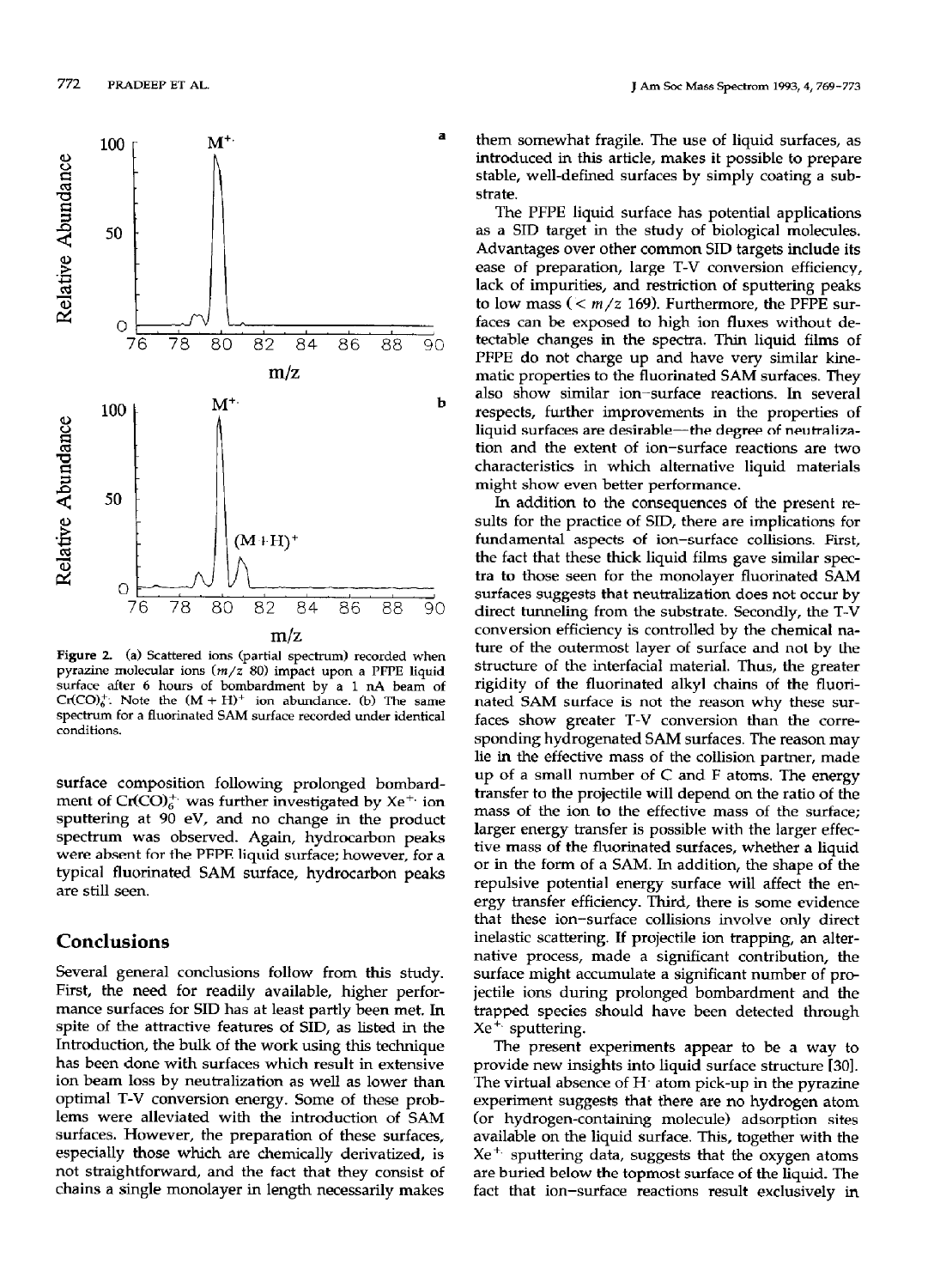a

Relative Abundance

100

50

0

$M^{+\cdot}$

76 78 80 82 84 86 88 90

m/z

b

Relative Abundance

100

50

0

$M^{+\cdot}$

$(M+H)^+$

76 78 80 82 84 86 88 90

m/z

**Figure 2.** (a) Scattered ions (partial spectrum) recorded when pyrazine molecular ions (m/z 80) impact upon a PFPE liquid surface after 6 hours of bombardment by a 1 nA beam of $Cr(CO)_6^{+\cdot}$. Note the $(M + H)^+$ ion abundance. (b) The same spectrum for a fluorinated SAM surface recorded under identical conditions.

surface composition following prolonged bombardment of $Cr(CO)_6^{+\cdot}$ was further investigated by $Xe^{+\cdot}$ ion sputtering at 90 eV, and no change in the product spectrum was observed. Again, hydrocarbon peaks were absent for the PFPE liquid surface; however, for a typical fluorinated SAM surface, hydrocarbon peaks are still seen.

## Conclusions

Several general conclusions follow from this study. First, the need for readily available, higher performance surfaces for SID has at least partly been met. In spite of the attractive features of SID, as listed in the Introduction, the bulk of the work using this technique has been done with surfaces which result in extensive ion beam loss by neutralization as well as lower than optimal T-V conversion energy. Some of these problems were alleviated with the introduction of SAM surfaces. However, the preparation of these surfaces, especially those which are chemically derivatized, is not straightforward, and the fact that they consist of chains a single monolayer in length necessarily makes them somewhat fragile. The use of liquid surfaces, as introduced in this article, makes it possible to prepare stable, well-defined surfaces by simply coating a substrate.

The PFPE liquid surface has potential applications as a SID target in the study of biological molecules. Advantages over other common SID targets include its ease of preparation, large T-V conversion efficiency, lack of impurities, and restriction of sputtering peaks to low mass (< m/z 169). Furthermore, the PFPE surfaces can be exposed to high ion fluxes without detectable changes in the spectra. Thin liquid films of PFPE do not charge up and have very similar kinematic properties to the fluorinated SAM surfaces. They also show similar ion–surface reactions. In several respects, further improvements in the properties of liquid surfaces are desirable—the degree of neutralization and the extent of ion–surface reactions are two characteristics in which alternative liquid materials might show even better performance.

In addition to the consequences of the present results for the practice of SID, there are implications for fundamental aspects of ion–surface collisions. First, the fact that these thick liquid films gave similar spectra to those seen for the monolayer fluorinated SAM surfaces suggests that neutralization does not occur by direct tunneling from the substrate. Secondly, the T-V conversion efficiency is controlled by the chemical nature of the outermost layer of surface and not by the structure of the interfacial material. Thus, the greater rigidity of the fluorinated alkyl chains of the fluorinated SAM surface is not the reason why these surfaces show greater T-V conversion than the corresponding hydrogenated SAM surfaces. The reason may lie in the effective mass of the collision partner, made up of a small number of C and F atoms. The energy transfer to the projectile will depend on the ratio of the mass of the ion to the effective mass of the surface; larger energy transfer is possible with the larger effective mass of the fluorinated surfaces, whether a liquid or in the form of a SAM. In addition, the shape of the repulsive potential energy surface will affect the energy transfer efficiency. Third, there is some evidence that these ion–surface collisions involve only direct inelastic scattering. If projectile ion trapping, an alternative process, made a significant contribution, the surface might accumulate a significant number of projectile ions during prolonged bombardment and the trapped species should have been detected through $Xe^{+\cdot}$ sputtering.

The present experiments appear to be a way to provide new insights into liquid surface structure [30]. The virtual absence of $H^{\cdot}$ atom pick-up in the pyrazine experiment suggests that there are no hydrogen atom (or hydrogen-containing molecule) adsorption sites available on the liquid surface. This, together with the $Xe^{+\cdot}$ sputtering data, suggests that the oxygen atoms are buried below the topmost surface of the liquid. The fact that ion–surface reactions result exclusively in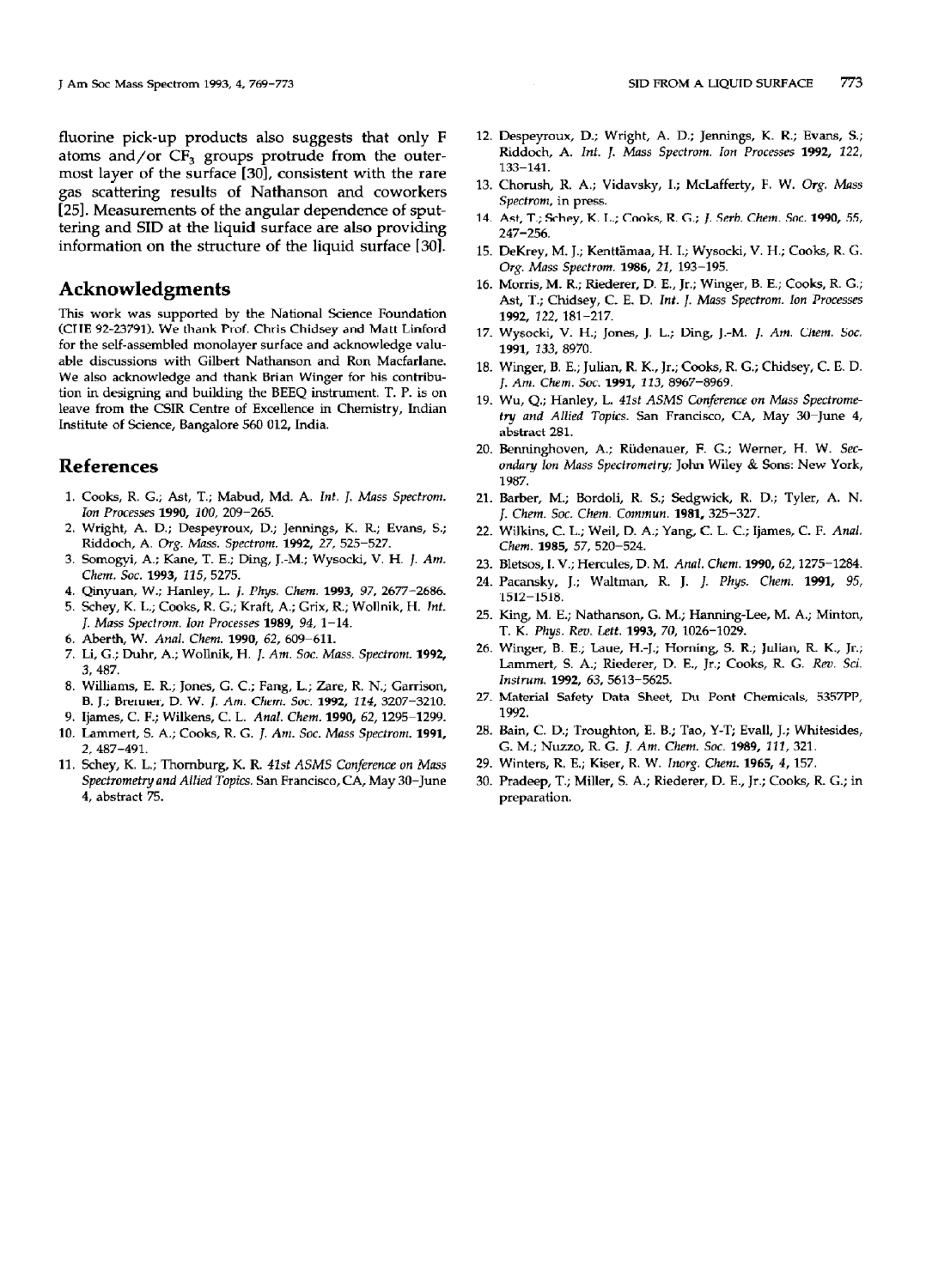fluorine pick-up products also suggests that only F atoms and/or $CF_3$ groups protrude from the outermost layer of the surface [30], consistent with the rare gas scattering results of Nathanson and coworkers [25]. Measurements of the angular dependence of sputtering and SID at the liquid surface are also providing information on the structure of the liquid surface [30].

## Acknowledgments

This work was supported by the National Science Foundation (CHE 92-23791). We thank Prof. Chris Chidsey and Matt Linford for the self-assembled monolayer surface and acknowledge valuable discussions with Gilbert Nathanson and Ron Macfarlane. We also acknowledge and thank Brian Winger for his contribution in designing and building the BEEQ instrument. T. P. is on leave from the CSIR Centre of Excellence in Chemistry, Indian Institute of Science, Bangalore 560 012, India.

## References

1. Cooks, R. G.; Ast, T.; Mabud, Md. A. *Int. J. Mass Spectrom. Ion Processes* **1990**, *100*, 209–265.
2. Wright, A. D.; Despeyroux, D.; Jennings, K. R.; Evans, S.; Riddoch, A. *Org. Mass. Spectrom.* **1992**, *27*, 525–527.
3. Somogyi, A.; Kane, T. E.; Ding, J.-M.; Wysocki, V. H. *J. Am. Chem. Soc.* **1993**, *115*, 5275.
4. Qinyuan, W.; Hanley, L. *J. Phys. Chem.* **1993**, *97*, 2677–2686.
5. Schey, K. L.; Cooks, R. G.; Kraft, A.; Grix, R.; Wollnik, H. *Int. J. Mass Spectrom. Ion Processes* **1989**, *94*, 1–14.
6. Aberth, W. *Anal. Chem.* **1990**, *62*, 609–611.
7. Li, G.; Duhr, A.; Wollnik, H. *J. Am. Soc. Mass. Spectrom.* **1992**, *3*, 487.
8. Williams, E. R.; Jones, G. C.; Fang, L.; Zare, R. N.; Garrison, B. J.; Brenner, D. W. *J. Am. Chem. Soc.* **1992**, *114*, 3207–3210.
9. Ijames, C. F.; Wilkens, C. L. *Anal. Chem.* **1990**, *62*, 1295–1299.
10. Lammert, S. A.; Cooks, R. G. *J. Am. Soc. Mass Spectrom.* **1991**, *2*, 487–491.
11. Schey, K. L.; Thornburg, K. R. *41st ASMS Conference on Mass Spectrometry and Allied Topics.* San Francisco, CA, May 30–June 4, abstract 75.
12. Despeyroux, D.; Wright, A. D.; Jennings, K. R.; Evans, S.; Riddoch, A. *Int. J. Mass Spectrom. Ion Processes* **1992**, *122*, 133–141.
13. Chorush, R. A.; Vidavsky, I.; McLafferty, F. W. *Org. Mass Spectrom*, in press.
14. Ast, T.; Schey, K. L.; Cooks, R. G.; *J. Serb. Chem. Soc.* **1990**, *55*, 247–256.
15. DeKrey, M. J.; Kenttämaa, H. I.; Wysocki, V. H.; Cooks, R. G. *Org. Mass Spectrom.* **1986**, *21*, 193–195.
16. Morris, M. R.; Riederer, D. E., Jr.; Winger, B. E.; Cooks, R. G.; Ast, T.; Chidsey, C. E. D. *Int. J. Mass Spectrom. Ion Processes* **1992**, *122*, 181–217.
17. Wysocki, V. H.; Jones, J. L.; Ding, J.-M. *J. Am. Chem. Soc.* **1991**, *133*, 8970.
18. Winger, B. E.; Julian, R. K., Jr.; Cooks, R. G.; Chidsey, C. E. D. *J. Am. Chem. Soc.* **1991**, *113*, 8967–8969.
19. Wu, Q.; Hanley, L. *41st ASMS Conference on Mass Spectrometry and Allied Topics.* San Francisco, CA, May 30–June 4, abstract 281.
20. Benninghoven, A.; Rüdenauer, F. G.; Werner, H. W. *Secondary Ion Mass Spectrometry*; John Wiley & Sons: New York, 1987.
21. Barber, M.; Bordoli, R. S.; Sedgwick, R. D.; Tyler, A. N. *J. Chem. Soc. Chem. Commun.* **1981**, 325–327.
22. Wilkins, C. L.; Weil, D. A.; Yang, C. L. C.; Ijames, C. F. *Anal. Chem.* **1985**, *57*, 520–524.
23. Bletsos, I. V.; Hercules, D. M. *Anal. Chem.* **1990**, *62*, 1275–1284.
24. Pacansky, J.; Waltman, R. J. *J. Phys. Chem.* **1991**, *95*, 1512–1518.
25. King, M. E.; Nathanson, G. M.; Hanning-Lee, M. A.; Minton, T. K. *Phys. Rev. Lett.* **1993**, *70*, 1026–1029.
26. Winger, B. E.; Laue, H.-J.; Horning, S. R.; Julian, R. K., Jr.; Lammert, S. A.; Riederer, D. E., Jr.; Cooks, R. G. *Rev. Sci. Instrum.* **1992**, *63*, 5613–5625.
27. Material Safety Data Sheet, Du Pont Chemicals, 5357PP, 1992.
28. Bain, C. D.; Troughton, E. B.; Tao, Y-T; Evall, J.; Whitesides, G. M.; Nuzzo, R. G. *J. Am. Chem. Soc.* **1989**, *111*, 321.
29. Winters, R. E.; Kiser, R. W. *Inorg. Chem.* **1965**, *4*, 157.
30. Pradeep, T.; Miller, S. A.; Riederer, D. E., Jr.; Cooks, R. G.; in preparation.